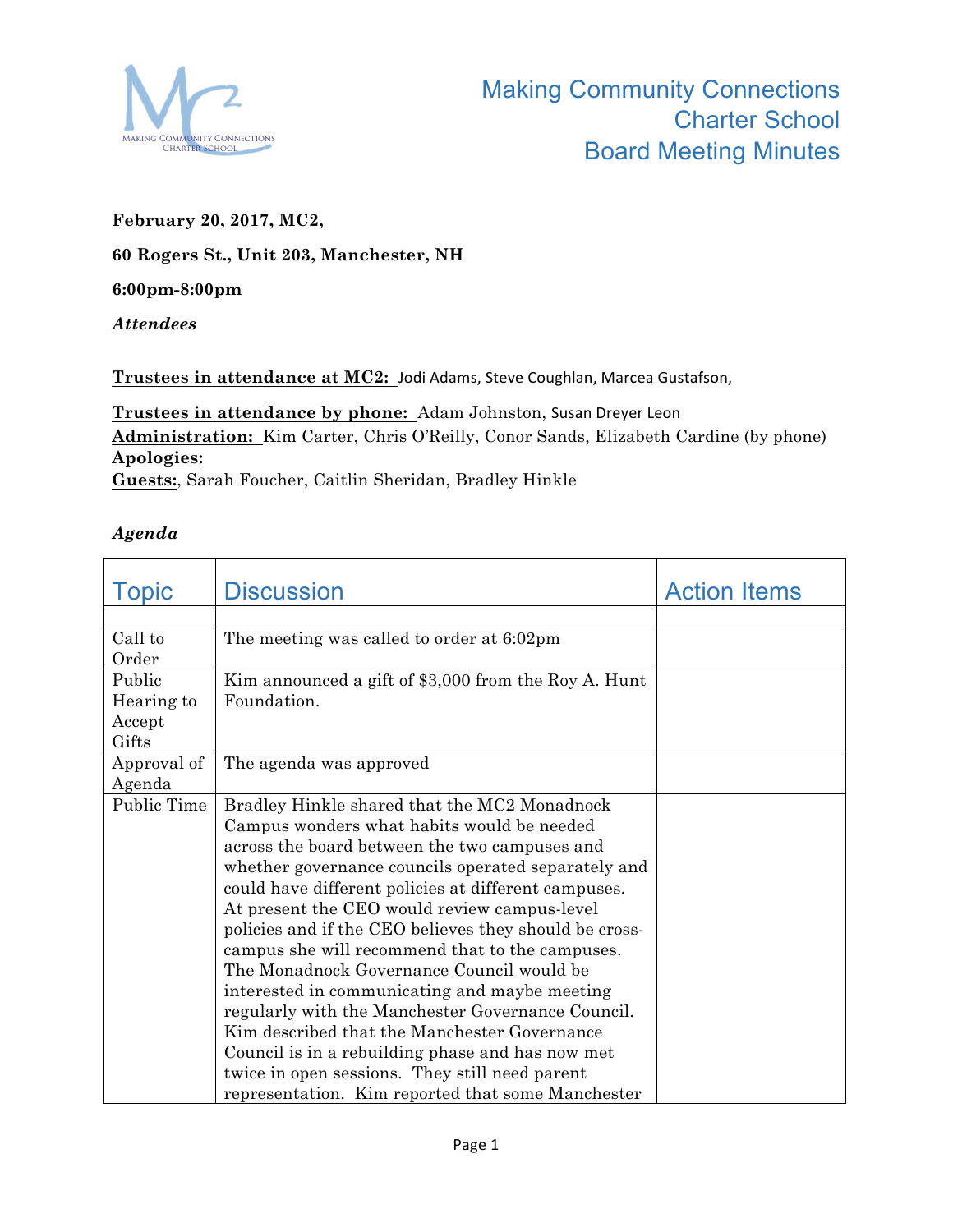# Making Community Connections Charter School Board Meeting Minutes

**February 20, 2017, MC2,**

**60 Rogers St., Unit 203, Manchester, NH**

**6:00pm-8:00pm**

***Attendees***

**Trustees in attendance at MC2:** Jodi Adams, Steve Coughlan, Marcea Gustafson,

**Trustees in attendance by phone:** Adam Johnston, Susan Dreyer Leon
**Administration:** Kim Carter, Chris O'Reilly, Conor Sands, Elizabeth Cardine (by phone)
**Apologies:**
**Guests:**, Sarah Foucher, Caitlin Sheridan, Bradley Hinkle

***Agenda***

| Topic | Discussion | Action Items |
|---|---|---|
| | | |
| Call to Order | The meeting was called to order at 6:02pm | |
| Public Hearing to Accept Gifts | Kim announced a gift of $3,000 from the Roy A. Hunt Foundation. | |
| Approval of Agenda | The agenda was approved | |
| Public Time | Bradley Hinkle shared that the MC2 Monadnock Campus wonders what habits would be needed across the board between the two campuses and whether governance councils operated separately and could have different policies at different campuses. At present the CEO would review campus-level policies and if the CEO believes they should be cross-campus she will recommend that to the campuses. The Monadnock Governance Council would be interested in communicating and maybe meeting regularly with the Manchester Governance Council. Kim described that the Manchester Governance Council is in a rebuilding phase and has now met twice in open sessions. They still need parent representation. Kim reported that some Manchester | |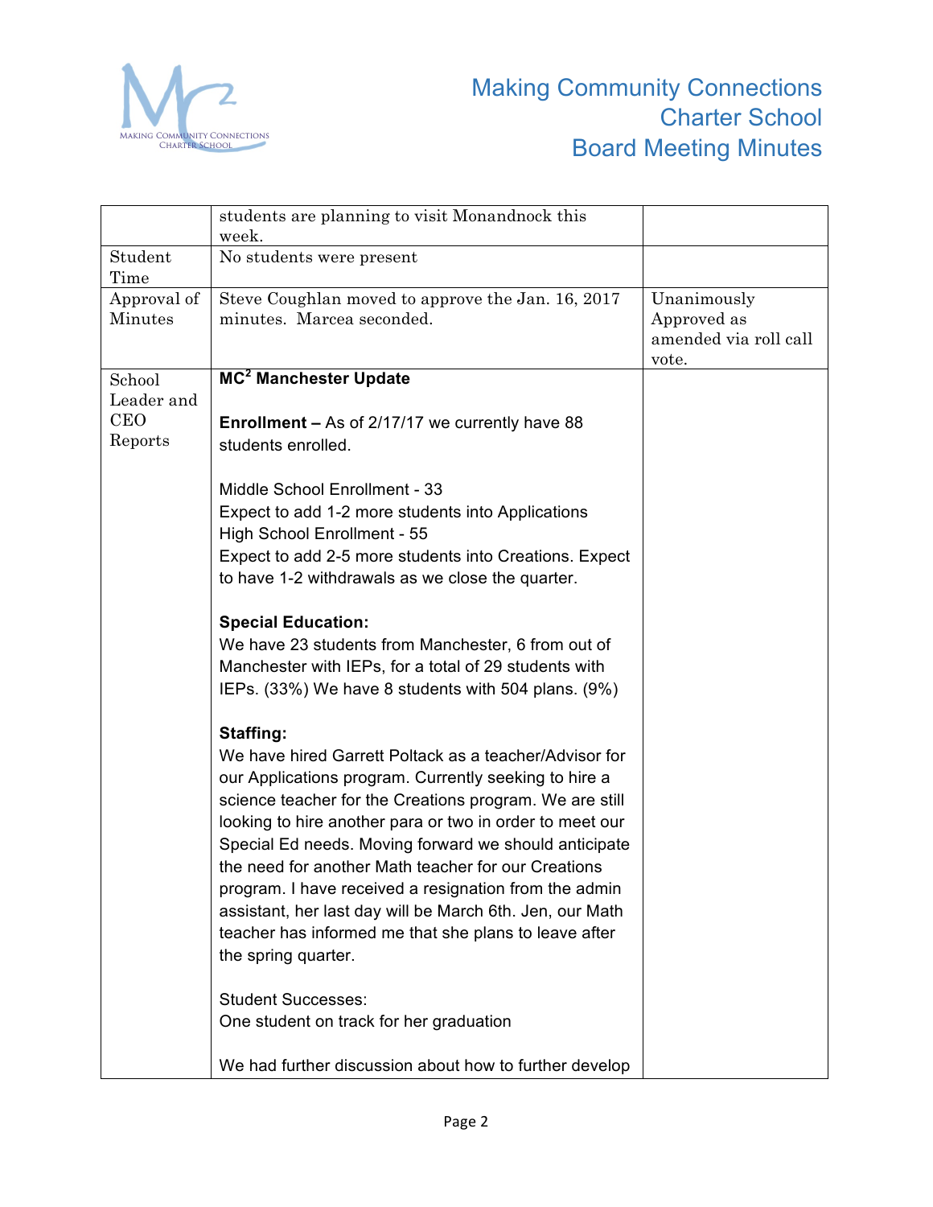| | | |
|---|---|---|
| | students are planning to visit Monandnock this week. | |
| Student Time | No students were present | |
| Approval of Minutes | Steve Coughlan moved to approve the Jan. 16, 2017 minutes. Marcea seconded. | Unanimously Approved as amended via roll call vote. |
| School Leader and CEO Reports | **MC² Manchester Update**<br><br>**Enrollment –** As of 2/17/17 we currently have 88 students enrolled.<br><br>Middle School Enrollment - 33<br>Expect to add 1-2 more students into Applications<br>High School Enrollment - 55<br>Expect to add 2-5 more students into Creations. Expect to have 1-2 withdrawals as we close the quarter.<br><br>**Special Education:**<br>We have 23 students from Manchester, 6 from out of Manchester with IEPs, for a total of 29 students with IEPs. (33%) We have 8 students with 504 plans. (9%)<br><br>**Staffing:**<br>We have hired Garrett Poltack as a teacher/Advisor for our Applications program. Currently seeking to hire a science teacher for the Creations program. We are still looking to hire another para or two in order to meet our Special Ed needs. Moving forward we should anticipate the need for another Math teacher for our Creations program. I have received a resignation from the admin assistant, her last day will be March 6th. Jen, our Math teacher has informed me that she plans to leave after the spring quarter.<br><br>Student Successes:<br>One student on track for her graduation<br><br>We had further discussion about how to further develop | |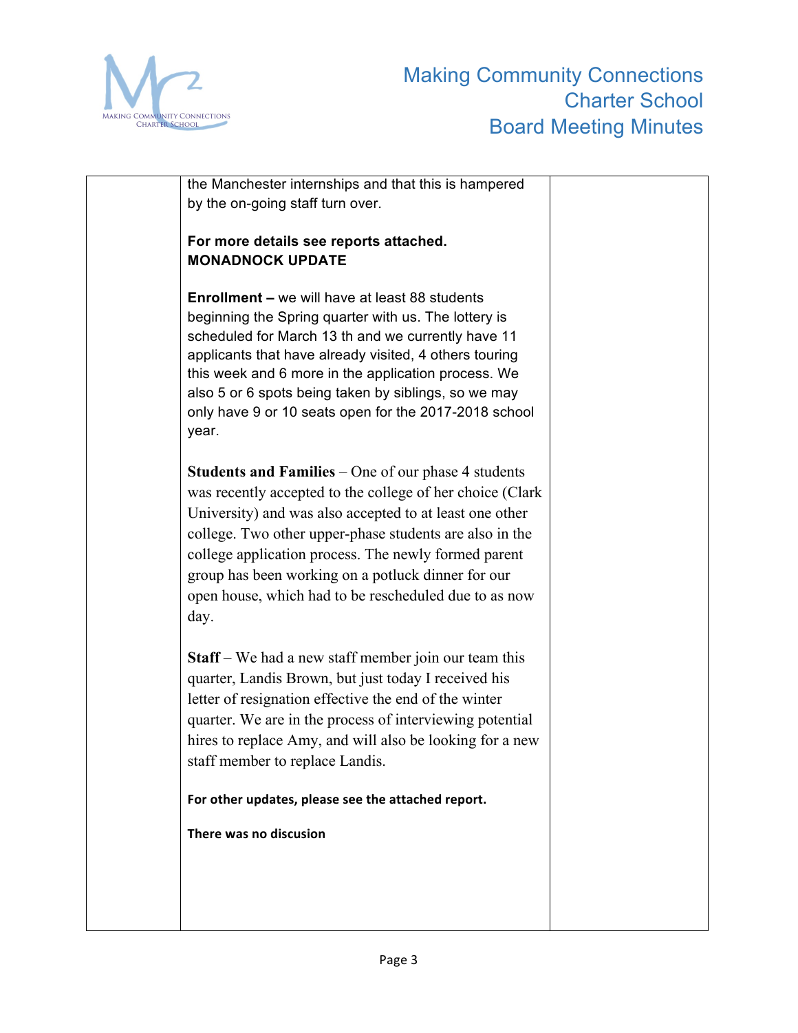the Manchester internships and that this is hampered by the on-going staff turn over.

**For more details see reports attached.**
**MONADNOCK UPDATE**

**Enrollment –** we will have at least 88 students beginning the Spring quarter with us. The lottery is scheduled for March 13 th and we currently have 11 applicants that have already visited, 4 others touring this week and 6 more in the application process. We also 5 or 6 spots being taken by siblings, so we may only have 9 or 10 seats open for the 2017-2018 school year.

**Students and Families** – One of our phase 4 students was recently accepted to the college of her choice (Clark University) and was also accepted to at least one other college. Two other upper-phase students are also in the college application process. The newly formed parent group has been working on a potluck dinner for our open house, which had to be rescheduled due to as now day.

**Staff** – We had a new staff member join our team this quarter, Landis Brown, but just today I received his letter of resignation effective the end of the winter quarter. We are in the process of interviewing potential hires to replace Amy, and will also be looking for a new staff member to replace Landis.

**For other updates, please see the attached report.**

**There was no discusion**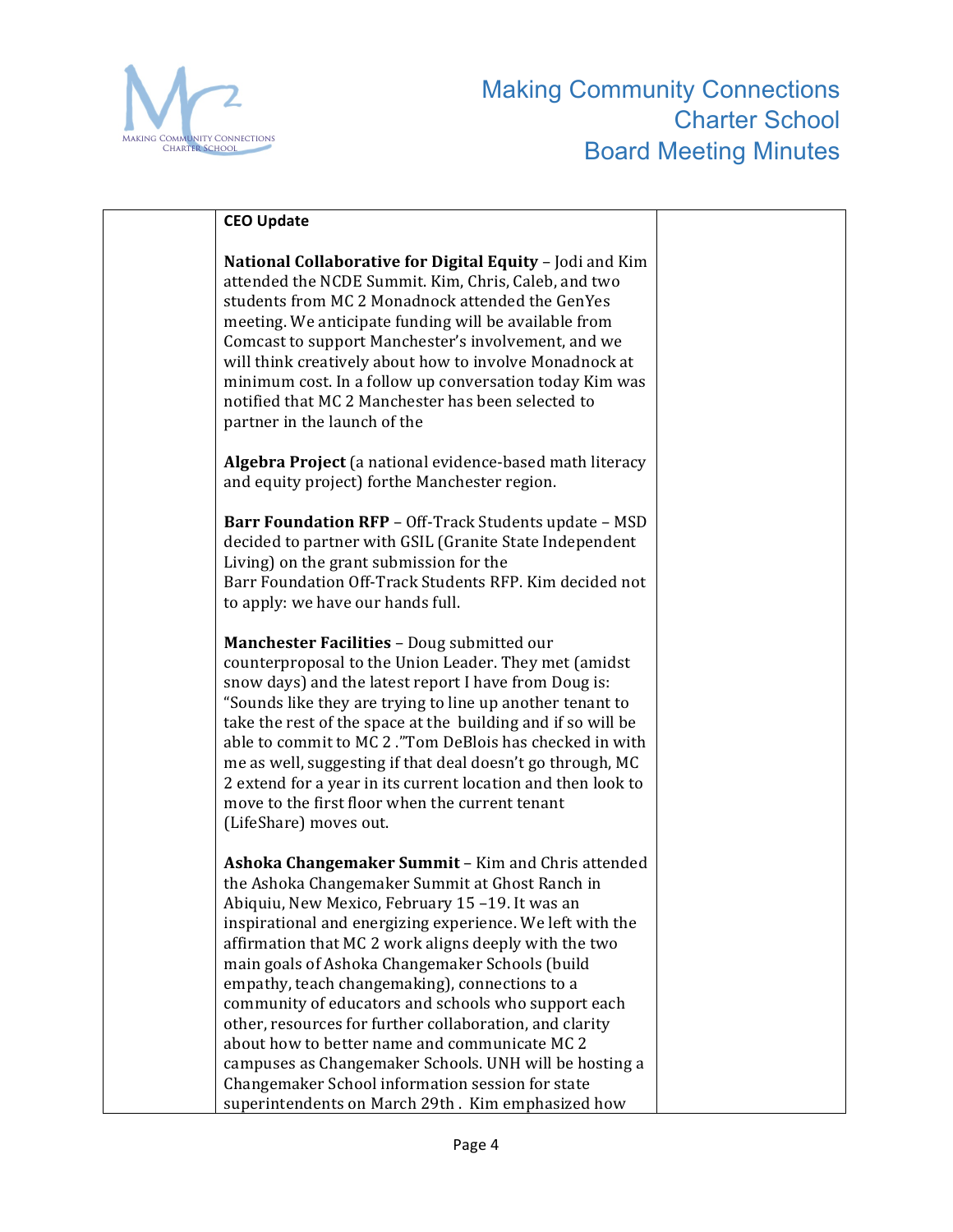**CEO Update**

**National Collaborative for Digital Equity** – Jodi and Kim attended the NCDE Summit. Kim, Chris, Caleb, and two students from MC 2 Monadnock attended the GenYes meeting. We anticipate funding will be available from Comcast to support Manchester's involvement, and we will think creatively about how to involve Monadnock at minimum cost. In a follow up conversation today Kim was notified that MC 2 Manchester has been selected to partner in the launch of the

**Algebra Project** (a national evidence-based math literacy and equity project) forthe Manchester region.

**Barr Foundation RFP** – Off-Track Students update – MSD decided to partner with GSIL (Granite State Independent Living) on the grant submission for the Barr Foundation Off-Track Students RFP. Kim decided not to apply: we have our hands full.

**Manchester Facilities** – Doug submitted our counterproposal to the Union Leader. They met (amidst snow days) and the latest report I have from Doug is: "Sounds like they are trying to line up another tenant to take the rest of the space at the building and if so will be able to commit to MC 2 ."Tom DeBlois has checked in with me as well, suggesting if that deal doesn't go through, MC 2 extend for a year in its current location and then look to move to the first floor when the current tenant (LifeShare) moves out.

**Ashoka Changemaker Summit** – Kim and Chris attended the Ashoka Changemaker Summit at Ghost Ranch in Abiquiu, New Mexico, February 15 –19. It was an inspirational and energizing experience. We left with the affirmation that MC 2 work aligns deeply with the two main goals of Ashoka Changemaker Schools (build empathy, teach changemaking), connections to a community of educators and schools who support each other, resources for further collaboration, and clarity about how to better name and communicate MC 2 campuses as Changemaker Schools. UNH will be hosting a Changemaker School information session for state superintendents on March 29th . Kim emphasized how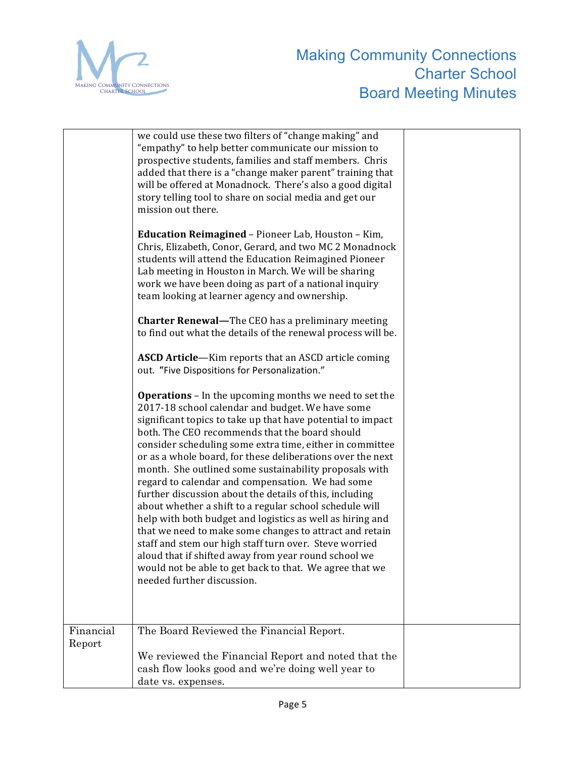| | | |
|---|---|---|
| | we could use these two filters of "change making" and "empathy" to help better communicate our mission to prospective students, families and staff members. Chris added that there is a "change maker parent" training that will be offered at Monadnock. There's also a good digital story telling tool to share on social media and get our mission out there.<br><br>**Education Reimagined** – Pioneer Lab, Houston – Kim, Chris, Elizabeth, Conor, Gerard, and two MC 2 Monadnock students will attend the Education Reimagined Pioneer Lab meeting in Houston in March. We will be sharing work we have been doing as part of a national inquiry team looking at learner agency and ownership.<br><br>**Charter Renewal—**The CEO has a preliminary meeting to find out what the details of the renewal process will be.<br><br>**ASCD Article**—Kim reports that an ASCD article coming out. **"**Five Dispositions for Personalization."<br><br>**Operations** – In the upcoming months we need to set the 2017-18 school calendar and budget. We have some significant topics to take up that have potential to impact both. The CEO recommends that the board should consider scheduling some extra time, either in committee or as a whole board, for these deliberations over the next month. She outlined some sustainability proposals with regard to calendar and compensation. We had some further discussion about the details of this, including about whether a shift to a regular school schedule will help with both budget and logistics as well as hiring and that we need to make some changes to attract and retain staff and stem our high staff turn over. Steve worried aloud that if shifted away from year round school we would not be able to get back to that. We agree that we needed further discussion. | |
| Financial Report | The Board Reviewed the Financial Report.<br><br>We reviewed the Financial Report and noted that the cash flow looks good and we're doing well year to date vs. expenses. | |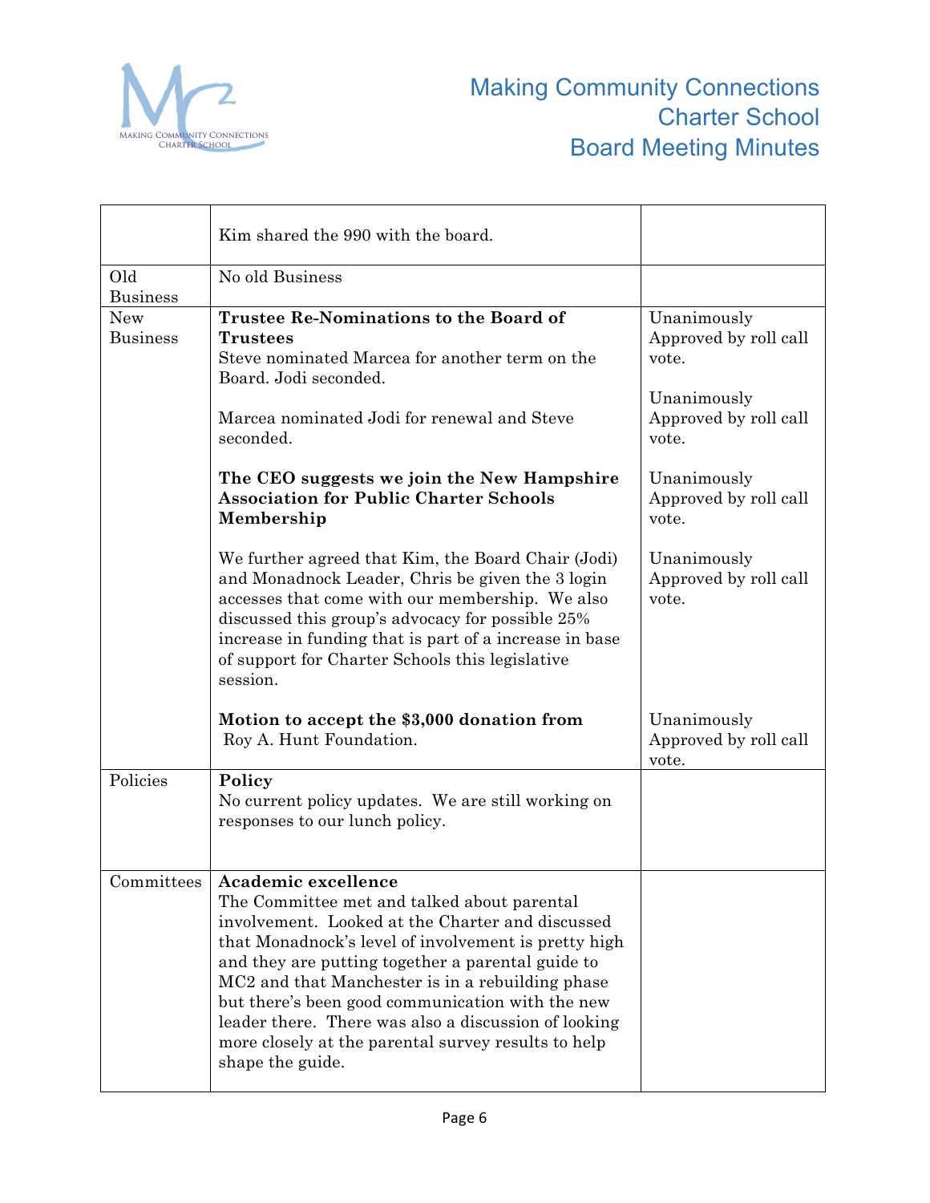# Making Community Connections Charter School Board Meeting Minutes

| | | |
|---|---|---|
| | Kim shared the 990 with the board. | |
| Old Business | No old Business | |
| New Business | **Trustee Re-Nominations to the Board of Trustees**<br>Steve nominated Marcea for another term on the Board. Jodi seconded.<br><br>Marcea nominated Jodi for renewal and Steve seconded.<br><br>**The CEO suggests we join the New Hampshire Association for Public Charter Schools Membership**<br><br>We further agreed that Kim, the Board Chair (Jodi) and Monadnock Leader, Chris be given the 3 login accesses that come with our membership. We also discussed this group's advocacy for possible 25% increase in funding that is part of a increase in base of support for Charter Schools this legislative session.<br><br>**Motion to accept the $3,000 donation from** Roy A. Hunt Foundation. | Unanimously Approved by roll call vote.<br><br>Unanimously Approved by roll call vote.<br><br>Unanimously Approved by roll call vote.<br><br>Unanimously Approved by roll call vote.<br><br>Unanimously Approved by roll call vote. |
| Policies | **Policy**<br>No current policy updates. We are still working on responses to our lunch policy. | |
| Committees | **Academic excellence**<br>The Committee met and talked about parental involvement. Looked at the Charter and discussed that Monadnock's level of involvement is pretty high and they are putting together a parental guide to MC2 and that Manchester is in a rebuilding phase but there's been good communication with the new leader there. There was also a discussion of looking more closely at the parental survey results to help shape the guide. | |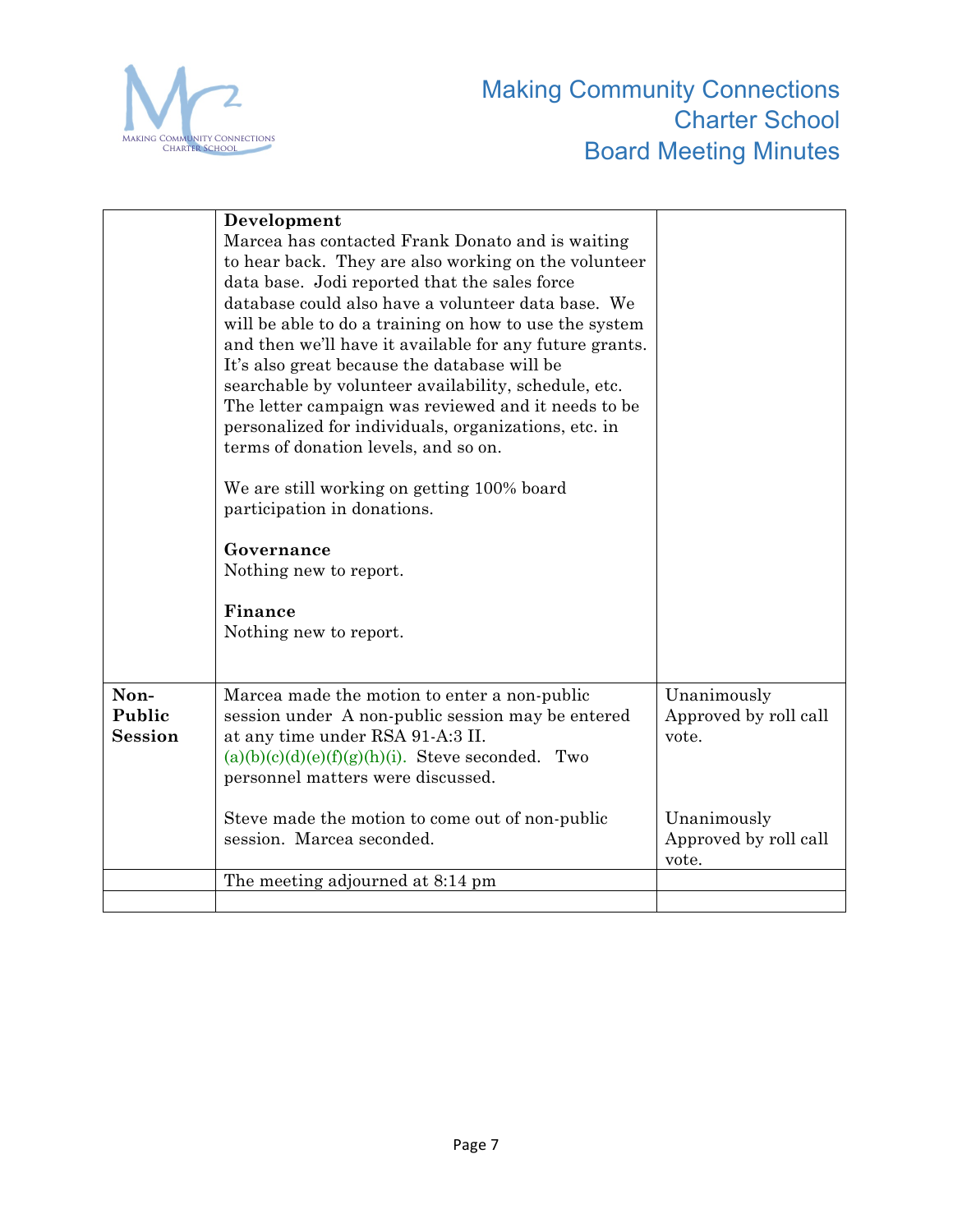| | | |
|---|---|---|
| | **Development**<br>Marcea has contacted Frank Donato and is waiting to hear back. They are also working on the volunteer data base. Jodi reported that the sales force database could also have a volunteer data base. We will be able to do a training on how to use the system and then we'll have it available for any future grants. It's also great because the database will be searchable by volunteer availability, schedule, etc. The letter campaign was reviewed and it needs to be personalized for individuals, organizations, etc. in terms of donation levels, and so on.<br><br>We are still working on getting 100% board participation in donations.<br><br>**Governance**<br>Nothing new to report.<br><br>**Finance**<br>Nothing new to report. | |
| **Non-Public Session** | Marcea made the motion to enter a non-public session under A non-public session may be entered at any time under RSA 91-A:3 II. (a)(b)(c)(d)(e)(f)(g)(h)(i). Steve seconded. Two personnel matters were discussed.<br><br>Steve made the motion to come out of non-public session. Marcea seconded. | Unanimously Approved by roll call vote.<br><br>Unanimously Approved by roll call vote. |
| | The meeting adjourned at 8:14 pm | |
| | | |